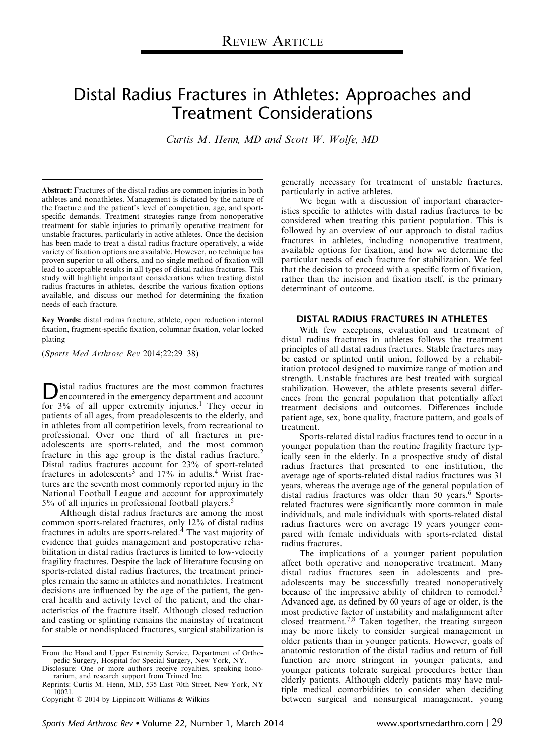Review Article

# Distal Radius Fractures in Athletes: Approaches and Treatment Considerations

*Curtis M. Henn, MD and Scott W. Wolfe, MD*

**Abstract:** Fractures of the distal radius are common injuries in both athletes and nonathletes. Management is dictated by the nature of the fracture and the patient's level of competition, age, and sport-specific demands. Treatment strategies range from nonoperative treatment for stable injuries to primarily operative treatment for unstable fractures, particularly in active athletes. Once the decision has been made to treat a distal radius fracture operatively, a wide variety of fixation options are available. However, no technique has proven superior to all others, and no single method of fixation will lead to acceptable results in all types of distal radius fractures. This study will highlight important considerations when treating distal radius fractures in athletes, describe the various fixation options available, and discuss our method for determining the fixation needs of each fracture.

**Key Words:** distal radius fracture, athlete, open reduction internal fixation, fragment-specific fixation, columnar fixation, volar locked plating

(*Sports Med Arthrosc Rev* 2014;22:29–38)

Distal radius fractures are the most common fractures encountered in the emergency department and account for 3% of all upper extremity injuries.[1] They occur in patients of all ages, from preadolescents to the elderly, and in athletes from all competition levels, from recreational to professional. Over one third of all fractures in preadolescents are sports-related, and the most common fracture in this age group is the distal radius fracture.[2] Distal radius fractures account for 23% of sport-related fractures in adolescents[3] and 17% in adults.[4] Wrist fractures are the seventh most commonly reported injury in the National Football League and account for approximately 5% of all injuries in professional football players.[5]

Although distal radius fractures are among the most common sports-related fractures, only 12% of distal radius fractures in adults are sports-related.[4] The vast majority of evidence that guides management and postoperative rehabilitation in distal radius fractures is limited to low-velocity fragility fractures. Despite the lack of literature focusing on sports-related distal radius fractures, the treatment principles remain the same in athletes and nonathletes. Treatment decisions are influenced by the age of the patient, the general health and activity level of the patient, and the characteristics of the fracture itself. Although closed reduction and casting or splinting remains the mainstay of treatment for stable or nondisplaced fractures, surgical stabilization is generally necessary for treatment of unstable fractures, particularly in active athletes.

We begin with a discussion of important characteristics specific to athletes with distal radius fractures to be considered when treating this patient population. This is followed by an overview of our approach to distal radius fractures in athletes, including nonoperative treatment, available options for fixation, and how we determine the particular needs of each fracture for stabilization. We feel that the decision to proceed with a specific form of fixation, rather than the incision and fixation itself, is the primary determinant of outcome.

## DISTAL RADIUS FRACTURES IN ATHLETES

With few exceptions, evaluation and treatment of distal radius fractures in athletes follows the treatment principles of all distal radius fractures. Stable fractures may be casted or splinted until union, followed by a rehabilitation protocol designed to maximize range of motion and strength. Unstable fractures are best treated with surgical stabilization. However, the athlete presents several differences from the general population that potentially affect treatment decisions and outcomes. Differences include patient age, sex, bone quality, fracture pattern, and goals of treatment.

Sports-related distal radius fractures tend to occur in a younger population than the routine fragility fracture typically seen in the elderly. In a prospective study of distal radius fractures that presented to one institution, the average age of sports-related distal radius fractures was 31 years, whereas the average age of the general population of distal radius fractures was older than 50 years.[6] Sports-related fractures were significantly more common in male individuals, and male individuals with sports-related distal radius fractures were on average 19 years younger compared with female individuals with sports-related distal radius fractures.

The implications of a younger patient population affect both operative and nonoperative treatment. Many distal radius fractures seen in adolescents and preadolescents may be successfully treated nonoperatively because of the impressive ability of children to remodel.[3] Advanced age, as defined by 60 years of age or older, is the most predictive factor of instability and malalignment after closed treatment.[7,8] Taken together, the treating surgeon may be more likely to consider surgical management in older patients than in younger patients. However, goals of anatomic restoration of the distal radius and return of full function are more stringent in younger patients, and younger patients tolerate surgical procedures better than elderly patients. Although elderly patients may have multiple medical comorbidities to consider when deciding between surgical and nonsurgical management, young

From the Hand and Upper Extremity Service, Department of Orthopedic Surgery, Hospital for Special Surgery, New York, NY.

Disclosure: One or more authors receive royalties, speaking honorarium, and research support from Trimed Inc.

Reprints: Curtis M. Henn, MD, 535 East 70th Street, New York, NY 10021.

Copyright © 2014 by Lippincott Williams & Wilkins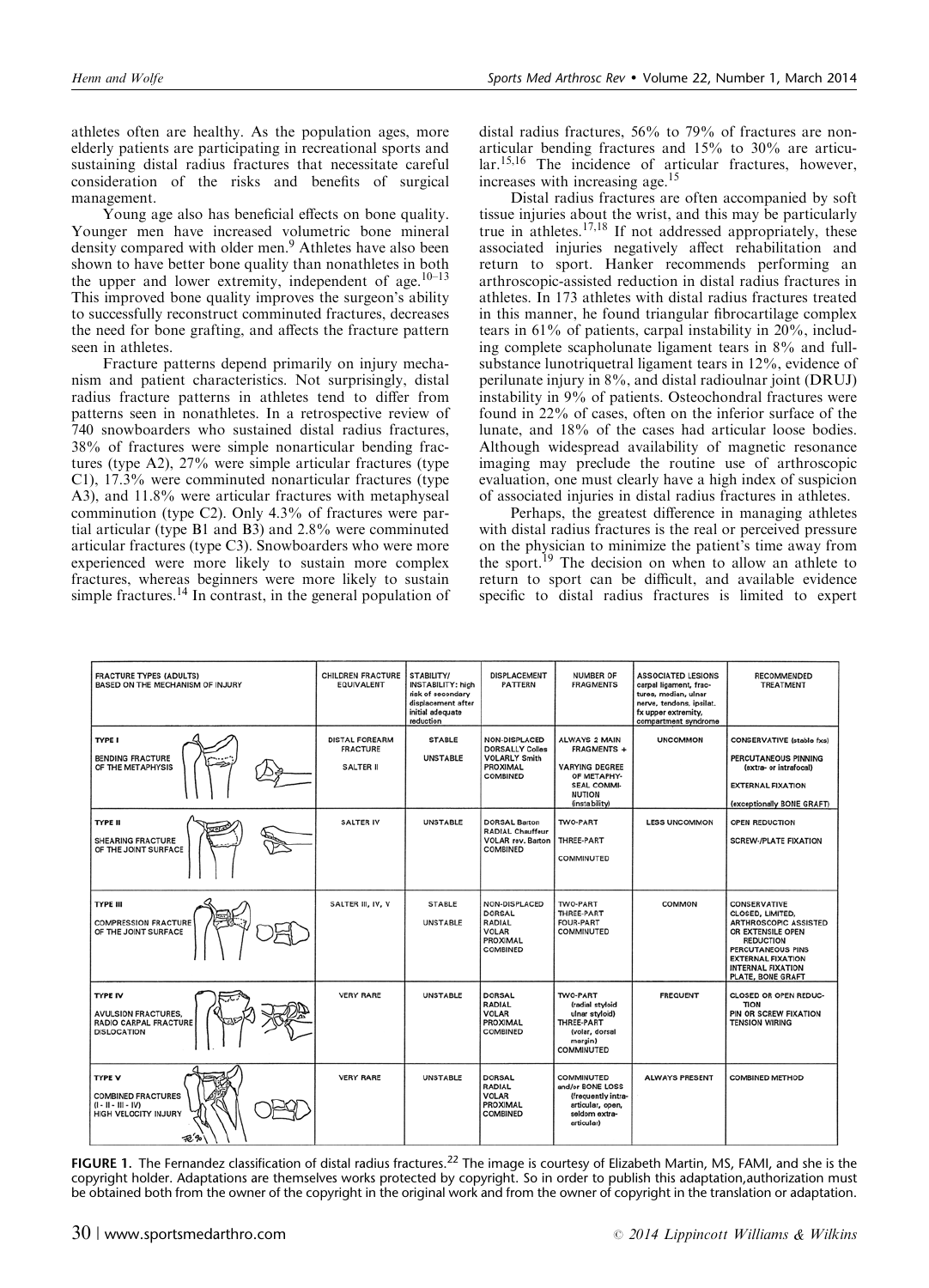athletes often are healthy. As the population ages, more elderly patients are participating in recreational sports and sustaining distal radius fractures that necessitate careful consideration of the risks and benefits of surgical management.

Young age also has beneficial effects on bone quality. Younger men have increased volumetric bone mineral density compared with older men.[9] Athletes have also been shown to have better bone quality than nonathletes in both the upper and lower extremity, independent of age.[10–13] This improved bone quality improves the surgeon's ability to successfully reconstruct comminuted fractures, decreases the need for bone grafting, and affects the fracture pattern seen in athletes.

Fracture patterns depend primarily on injury mechanism and patient characteristics. Not surprisingly, distal radius fracture patterns in athletes tend to differ from patterns seen in nonathletes. In a retrospective review of 740 snowboarders who sustained distal radius fractures, 38% of fractures were simple nonarticular bending fractures (type A2), 27% were simple articular fractures (type C1), 17.3% were comminuted nonarticular fractures (type A3), and 11.8% were articular fractures with metaphyseal comminution (type C2). Only 4.3% of fractures were partial articular (type B1 and B3) and 2.8% were comminuted articular fractures (type C3). Snowboarders who were more experienced were more likely to sustain more complex fractures, whereas beginners were more likely to sustain simple fractures.[14] In contrast, in the general population of distal radius fractures, 56% to 79% of fractures are nonarticular bending fractures and 15% to 30% are articular.[15,16] The incidence of articular fractures, however, increases with increasing age.[15]

Distal radius fractures are often accompanied by soft tissue injuries about the wrist, and this may be particularly true in athletes.[17,18] If not addressed appropriately, these associated injuries negatively affect rehabilitation and return to sport. Hanker recommends performing an arthroscopic-assisted reduction in distal radius fractures in athletes. In 173 athletes with distal radius fractures treated in this manner, he found triangular fibrocartilage complex tears in 61% of patients, carpal instability in 20%, including complete scapholunate ligament tears in 8% and full-substance lunotriquetral ligament tears in 12%, evidence of perilunate injury in 8%, and distal radioulnar joint (DRUJ) instability in 9% of patients. Osteochondral fractures were found in 22% of cases, often on the inferior surface of the lunate, and 18% of the cases had articular loose bodies. Although widespread availability of magnetic resonance imaging may preclude the routine use of arthroscopic evaluation, one must clearly have a high index of suspicion of associated injuries in distal radius fractures in athletes.

Perhaps, the greatest difference in managing athletes with distal radius fractures is the real or perceived pressure on the physician to minimize the patient's time away from the sport.[19] The decision on when to allow an athlete to return to sport can be difficult, and available evidence specific to distal radius fractures is limited to expert

| FRACTURE TYPES (ADULTS) BASED ON THE MECHANISM OF INJURY | CHILDREN FRACTURE EQUIVALENT | STABILITY/ INSTABILITY: high risk of secondary displacement after initial adequate reduction | DISPLACEMENT PATTERN | NUMBER OF FRAGMENTS | ASSOCIATED LESIONS carpal ligament, fractures, median, ulnar nerve, tendons, ipsilat. fx upper extremity, compartment syndrome | RECOMMENDED TREATMENT |
|---|---|---|---|---|---|---|
| TYPE I BENDING FRACTURE OF THE METAPHYSIS | DISTAL FOREARM FRACTURE SALTER II | STABLE UNSTABLE | NON-DISPLACED DORSALLY Colles VOLARLY Smith PROXIMAL COMBINED | ALWAYS 2 MAIN FRAGMENTS + VARYING DEGREE OF METAPHYSEAL COMMINUTION (instability) | UNCOMMON | CONSERVATIVE (stable fxs) PERCUTANEOUS PINNING (extra- or intrafocal) EXTERNAL FIXATION (exceptionally BONE GRAFT) |
| TYPE II SHEARING FRACTURE OF THE JOINT SURFACE | SALTER IV | UNSTABLE | DORSAL Barton RADIAL Chauffeur VOLAR rev. Barton COMBINED | TWO-PART THREE-PART COMMINUTED | LESS UNCOMMON | OPEN REDUCTION SCREW-/PLATE FIXATION |
| TYPE III COMPRESSION FRACTURE OF THE JOINT SURFACE | SALTER III, IV, V | STABLE UNSTABLE | NON-DISPLACED DORSAL RADIAL VOLAR PROXIMAL COMBINED | TWO-PART THREE-PART FOUR-PART COMMINUTED | COMMON | CONSERVATIVE CLOSED, LIMITED, ARTHROSCOPIC ASSISTED OR EXTENSILE OPEN REDUCTION PERCUTANEOUS PINS EXTERNAL FIXATION INTERNAL FIXATION PLATE, BONE GRAFT |
| TYPE IV AVULSION FRACTURES, RADIO CARPAL FRACTURE DISLOCATION | VERY RARE | UNSTABLE | DORSAL RADIAL VOLAR PROXIMAL COMBINED | TWO-PART (radial styloid ulnar styloid) THREE-PART (volar, dorsal margin) COMMINUTED | FREQUENT | CLOSED OR OPEN REDUCTION PIN OR SCREW FIXATION TENSION WIRING |
| TYPE V COMBINED FRACTURES (I - II - III - IV) HIGH VELOCITY INJURY | VERY RARE | UNSTABLE | DORSAL RADIAL VOLAR PROXIMAL COMBINED | COMMINUTED and/or BONE LOSS (frequently intraarticular, open, seldom extraarticular) | ALWAYS PRESENT | COMBINED METHOD |

**FIGURE 1.** The Fernandez classification of distal radius fractures.[22] The image is courtesy of Elizabeth Martin, MS, FAMI, and she is the copyright holder. Adaptations are themselves works protected by copyright. So in order to publish this adaptation,authorization must be obtained both from the owner of the copyright in the original work and from the owner of copyright in the translation or adaptation.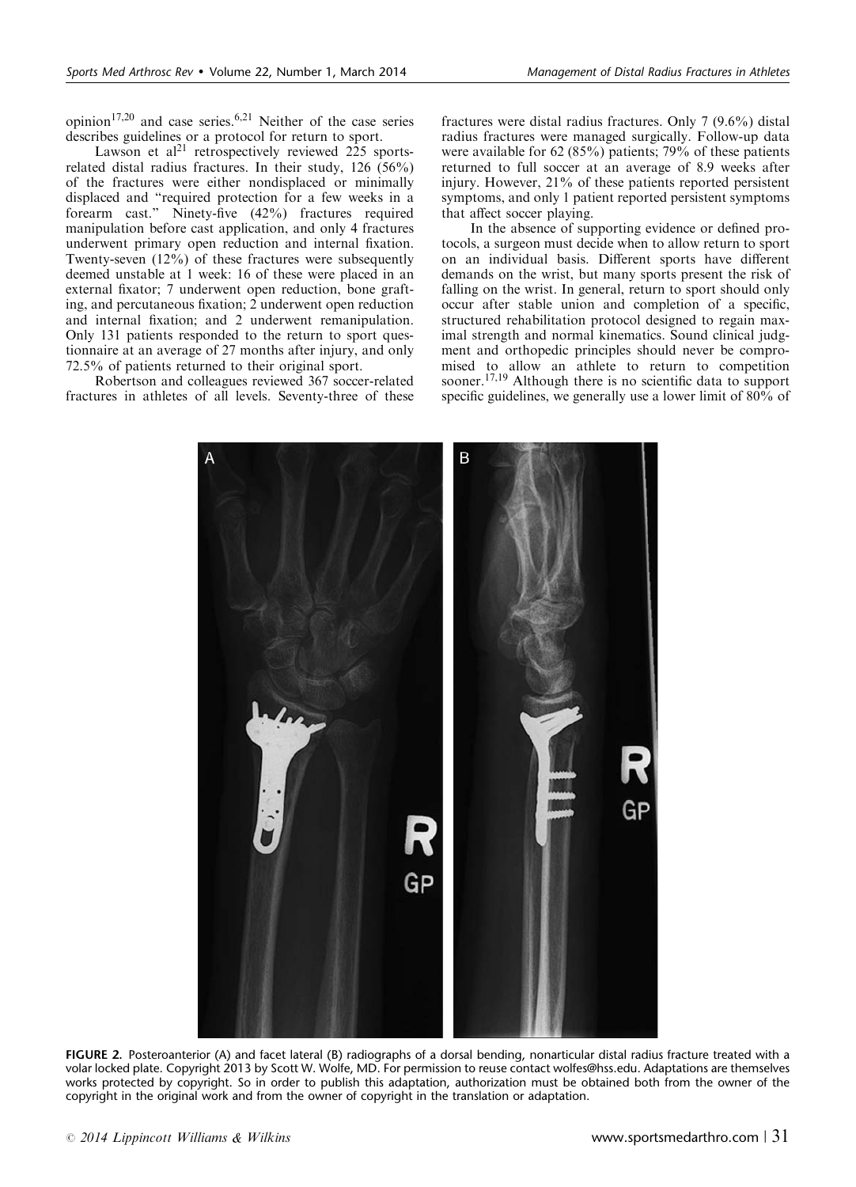opinion[17,20] and case series.[6,21] Neither of the case series describes guidelines or a protocol for return to sport.

Lawson et al[21] retrospectively reviewed 225 sports-related distal radius fractures. In their study, 126 (56%) of the fractures were either nondisplaced or minimally displaced and "required protection for a few weeks in a forearm cast." Ninety-five (42%) fractures required manipulation before cast application, and only 4 fractures underwent primary open reduction and internal fixation. Twenty-seven (12%) of these fractures were subsequently deemed unstable at 1 week: 16 of these were placed in an external fixator; 7 underwent open reduction, bone grafting, and percutaneous fixation; 2 underwent open reduction and internal fixation; and 2 underwent remanipulation. Only 131 patients responded to the return to sport questionnaire at an average of 27 months after injury, and only 72.5% of patients returned to their original sport.

Robertson and colleagues reviewed 367 soccer-related fractures in athletes of all levels. Seventy-three of these fractures were distal radius fractures. Only 7 (9.6%) distal radius fractures were managed surgically. Follow-up data were available for 62 (85%) patients; 79% of these patients returned to full soccer at an average of 8.9 weeks after injury. However, 21% of these patients reported persistent symptoms, and only 1 patient reported persistent symptoms that affect soccer playing.

In the absence of supporting evidence or defined protocols, a surgeon must decide when to allow return to sport on an individual basis. Different sports have different demands on the wrist, but many sports present the risk of falling on the wrist. In general, return to sport should only occur after stable union and completion of a specific, structured rehabilitation protocol designed to regain maximal strength and normal kinematics. Sound clinical judgment and orthopedic principles should never be compromised to allow an athlete to return to competition sooner.[17,19] Although there is no scientific data to support specific guidelines, we generally use a lower limit of 80% of

FIGURE 2. Posteroanterior (A) and facet lateral (B) radiographs of a dorsal bending, nonarticular distal radius fracture treated with a volar locked plate. Copyright 2013 by Scott W. Wolfe, MD. For permission to reuse contact wolfes@hss.edu. Adaptations are themselves works protected by copyright. So in order to publish this adaptation, authorization must be obtained both from the owner of the copyright in the original work and from the owner of copyright in the translation or adaptation.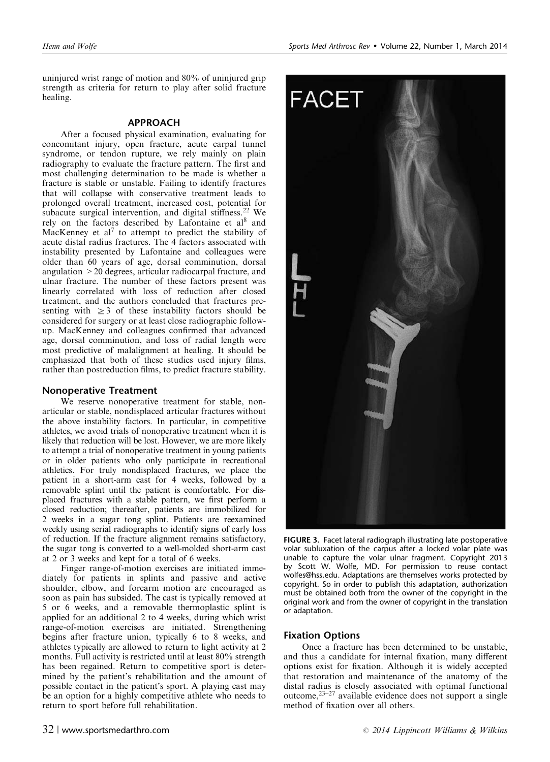uninjured wrist range of motion and 80% of uninjured grip strength as criteria for return to play after solid fracture healing.

## APPROACH

After a focused physical examination, evaluating for concomitant injury, open fracture, acute carpal tunnel syndrome, or tendon rupture, we rely mainly on plain radiography to evaluate the fracture pattern. The first and most challenging determination to be made is whether a fracture is stable or unstable. Failing to identify fractures that will collapse with conservative treatment leads to prolonged overall treatment, increased cost, potential for subacute surgical intervention, and digital stiffness.[22] We rely on the factors described by Lafontaine et al[8] and MacKenney et al[7] to attempt to predict the stability of acute distal radius fractures. The 4 factors associated with instability presented by Lafontaine and colleagues were older than 60 years of age, dorsal comminution, dorsal angulation > 20 degrees, articular radiocarpal fracture, and ulnar fracture. The number of these factors present was linearly correlated with loss of reduction after closed treatment, and the authors concluded that fractures presenting with $\geq 3$ of these instability factors should be considered for surgery or at least close radiographic follow-up. MacKenney and colleagues confirmed that advanced age, dorsal comminution, and loss of radial length were most predictive of malalignment at healing. It should be emphasized that both of these studies used injury films, rather than postreduction films, to predict fracture stability.

### Nonoperative Treatment

We reserve nonoperative treatment for stable, nonarticular or stable, nondisplaced articular fractures without the above instability factors. In particular, in competitive athletes, we avoid trials of nonoperative treatment when it is likely that reduction will be lost. However, we are more likely to attempt a trial of nonoperative treatment in young patients or in older patients who only participate in recreational athletics. For truly nondisplaced fractures, we place the patient in a short-arm cast for 4 weeks, followed by a removable splint until the patient is comfortable. For displaced fractures with a stable pattern, we first perform a closed reduction; thereafter, patients are immobilized for 2 weeks in a sugar tong splint. Patients are reexamined weekly using serial radiographs to identify signs of early loss of reduction. If the fracture alignment remains satisfactory, the sugar tong is converted to a well-molded short-arm cast at 2 or 3 weeks and kept for a total of 6 weeks.

Finger range-of-motion exercises are initiated immediately for patients in splints and passive and active shoulder, elbow, and forearm motion are encouraged as soon as pain has subsided. The cast is typically removed at 5 or 6 weeks, and a removable thermoplastic splint is applied for an additional 2 to 4 weeks, during which wrist range-of-motion exercises are initiated. Strengthening begins after fracture union, typically 6 to 8 weeks, and athletes typically are allowed to return to light activity at 2 months. Full activity is restricted until at least 80% strength has been regained. Return to competitive sport is determined by the patient's rehabilitation and the amount of possible contact in the patient's sport. A playing cast may be an option for a highly competitive athlete who needs to return to sport before full rehabilitation.

FIGURE 3. Facet lateral radiograph illustrating late postoperative volar subluxation of the carpus after a locked volar plate was unable to capture the volar ulnar fragment. Copyright 2013 by Scott W. Wolfe, MD. For permission to reuse contact wolfes@hss.edu. Adaptations are themselves works protected by copyright. So in order to publish this adaptation, authorization must be obtained both from the owner of the copyright in the original work and from the owner of copyright in the translation or adaptation.

### Fixation Options

Once a fracture has been determined to be unstable, and thus a candidate for internal fixation, many different options exist for fixation. Although it is widely accepted that restoration and maintenance of the anatomy of the distal radius is closely associated with optimal functional outcome,[23–27] available evidence does not support a single method of fixation over all others.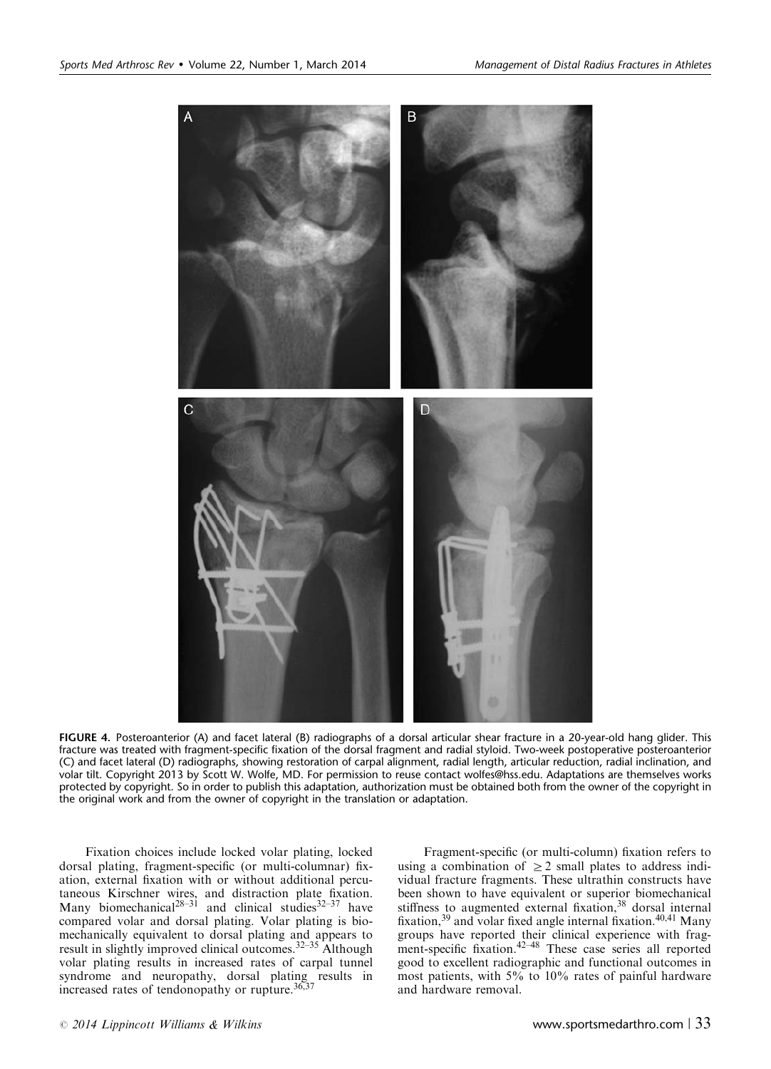FIGURE 4. Posteroanterior (A) and facet lateral (B) radiographs of a dorsal articular shear fracture in a 20-year-old hang glider. This fracture was treated with fragment-specific fixation of the dorsal fragment and radial styloid. Two-week postoperative posteroanterior (C) and facet lateral (D) radiographs, showing restoration of carpal alignment, radial length, articular reduction, radial inclination, and volar tilt. Copyright 2013 by Scott W. Wolfe, MD. For permission to reuse contact wolfes@hss.edu. Adaptations are themselves works protected by copyright. So in order to publish this adaptation, authorization must be obtained both from the owner of the copyright in the original work and from the owner of copyright in the translation or adaptation.

Fixation choices include locked volar plating, locked dorsal plating, fragment-specific (or multi-columnar) fixation, external fixation with or without additional percutaneous Kirschner wires, and distraction plate fixation. Many biomechanical[28–31] and clinical studies[32–37] have compared volar and dorsal plating. Volar plating is biomechanically equivalent to dorsal plating and appears to result in slightly improved clinical outcomes.[32–35] Although volar plating results in increased rates of carpal tunnel syndrome and neuropathy, dorsal plating results in increased rates of tendonopathy or rupture.[36,37]

Fragment-specific (or multi-column) fixation refers to using a combination of $\geq 2$ small plates to address individual fracture fragments. These ultrathin constructs have been shown to have equivalent or superior biomechanical stiffness to augmented external fixation,[38] dorsal internal fixation,[39] and volar fixed angle internal fixation.[40,41] Many groups have reported their clinical experience with fragment-specific fixation.[42–48] These case series all reported good to excellent radiographic and functional outcomes in most patients, with 5% to 10% rates of painful hardware and hardware removal.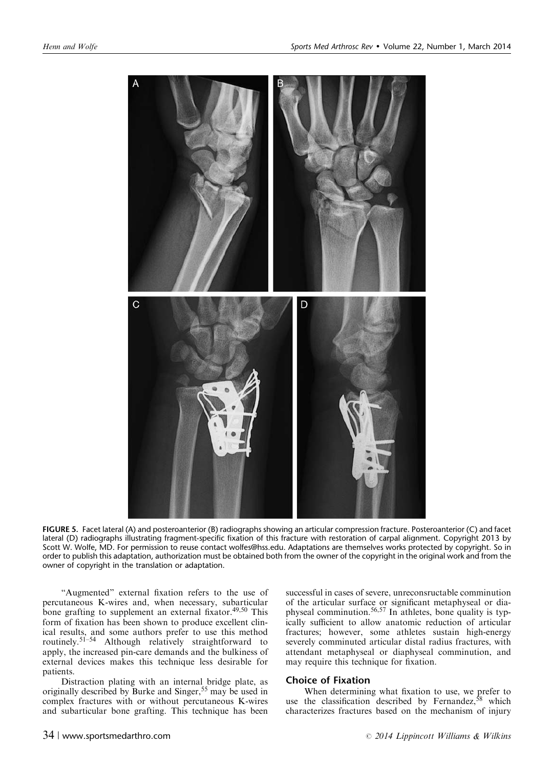FIGURE 5. Facet lateral (A) and posteroanterior (B) radiographs showing an articular compression fracture. Posteroanterior (C) and facet lateral (D) radiographs illustrating fragment-specific fixation of this fracture with restoration of carpal alignment. Copyright 2013 by Scott W. Wolfe, MD. For permission to reuse contact wolfes@hss.edu. Adaptations are themselves works protected by copyright. So in order to publish this adaptation, authorization must be obtained both from the owner of the copyright in the original work and from the owner of copyright in the translation or adaptation.

"Augmented" external fixation refers to the use of percutaneous K-wires and, when necessary, subarticular bone grafting to supplement an external fixator.[49,50] This form of fixation has been shown to produce excellent clinical results, and some authors prefer to use this method routinely.[51–54] Although relatively straightforward to apply, the increased pin-care demands and the bulkiness of external devices makes this technique less desirable for patients.

Distraction plating with an internal bridge plate, as originally described by Burke and Singer,[55] may be used in complex fractures with or without percutaneous K-wires and subarticular bone grafting. This technique has been successful in cases of severe, unreconsructable comminution of the articular surface or significant metaphyseal or diaphyseal comminution.[56,57] In athletes, bone quality is typically sufficient to allow anatomic reduction of articular fractures; however, some athletes sustain high-energy severely comminuted articular distal radius fractures, with attendant metaphyseal or diaphyseal comminution, and may require this technique for fixation.

## Choice of Fixation

When determining what fixation to use, we prefer to use the classification described by Fernandez,[58] which characterizes fractures based on the mechanism of injury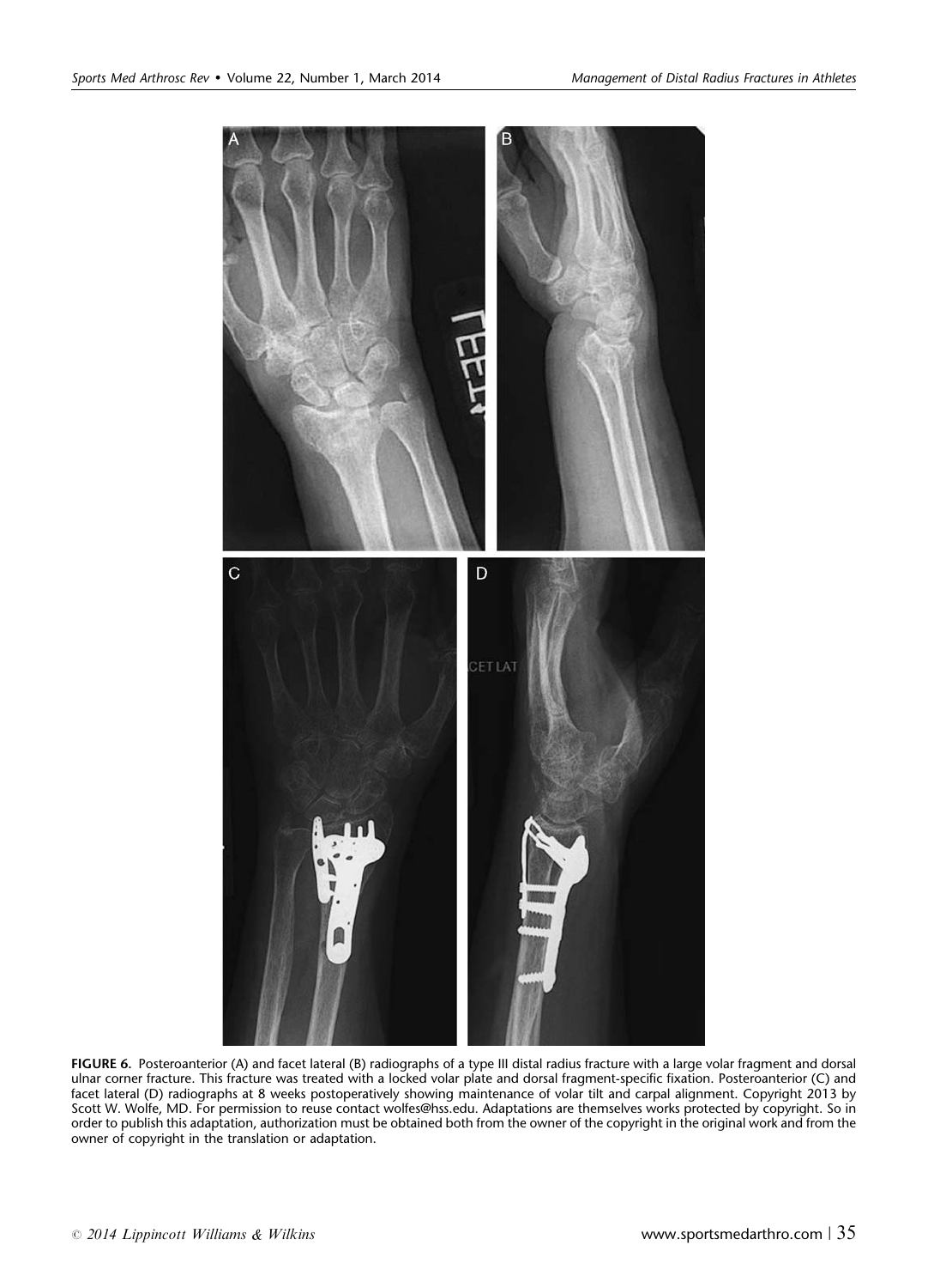**FIGURE 6.** Posteroanterior (A) and facet lateral (B) radiographs of a type III distal radius fracture with a large volar fragment and dorsal ulnar corner fracture. This fracture was treated with a locked volar plate and dorsal fragment-specific fixation. Posteroanterior (C) and facet lateral (D) radiographs at 8 weeks postoperatively showing maintenance of volar tilt and carpal alignment. Copyright 2013 by Scott W. Wolfe, MD. For permission to reuse contact wolfes@hss.edu. Adaptations are themselves works protected by copyright. So in order to publish this adaptation, authorization must be obtained both from the owner of the copyright in the original work and from the owner of copyright in the translation or adaptation.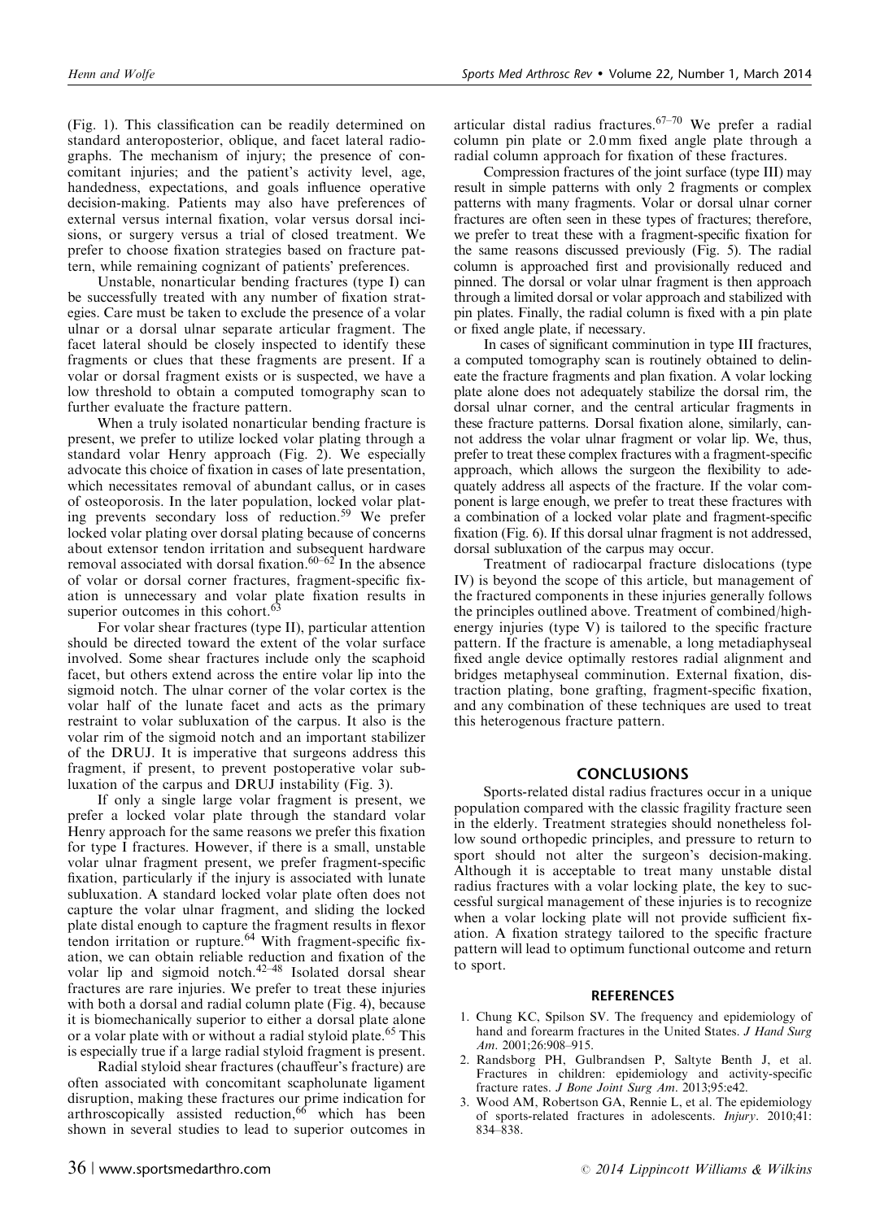(Fig. 1). This classification can be readily determined on standard anteroposterior, oblique, and facet lateral radiographs. The mechanism of injury; the presence of concomitant injuries; and the patient's activity level, age, handedness, expectations, and goals influence operative decision-making. Patients may also have preferences of external versus internal fixation, volar versus dorsal incisions, or surgery versus a trial of closed treatment. We prefer to choose fixation strategies based on fracture pattern, while remaining cognizant of patients' preferences.

Unstable, nonarticular bending fractures (type I) can be successfully treated with any number of fixation strategies. Care must be taken to exclude the presence of a volar ulnar or a dorsal ulnar separate articular fragment. The facet lateral should be closely inspected to identify these fragments or clues that these fragments are present. If a volar or dorsal fragment exists or is suspected, we have a low threshold to obtain a computed tomography scan to further evaluate the fracture pattern.

When a truly isolated nonarticular bending fracture is present, we prefer to utilize locked volar plating through a standard volar Henry approach (Fig. 2). We especially advocate this choice of fixation in cases of late presentation, which necessitates removal of abundant callus, or in cases of osteoporosis. In the later population, locked volar plating prevents secondary loss of reduction.[59] We prefer locked volar plating over dorsal plating because of concerns about extensor tendon irritation and subsequent hardware removal associated with dorsal fixation.[60–62] In the absence of volar or dorsal corner fractures, fragment-specific fixation is unnecessary and volar plate fixation results in superior outcomes in this cohort.[63]

For volar shear fractures (type II), particular attention should be directed toward the extent of the volar surface involved. Some shear fractures include only the scaphoid facet, but others extend across the entire volar lip into the sigmoid notch. The ulnar corner of the volar cortex is the volar half of the lunate facet and acts as the primary restraint to volar subluxation of the carpus. It also is the volar rim of the sigmoid notch and an important stabilizer of the DRUJ. It is imperative that surgeons address this fragment, if present, to prevent postoperative volar subluxation of the carpus and DRUJ instability (Fig. 3).

If only a single large volar fragment is present, we prefer a locked volar plate through the standard volar Henry approach for the same reasons we prefer this fixation for type I fractures. However, if there is a small, unstable volar ulnar fragment present, we prefer fragment-specific fixation, particularly if the injury is associated with lunate subluxation. A standard locked volar plate often does not capture the volar ulnar fragment, and sliding the locked plate distal enough to capture the fragment results in flexor tendon irritation or rupture.[64] With fragment-specific fixation, we can obtain reliable reduction and fixation of the volar lip and sigmoid notch.[42–48] Isolated dorsal shear fractures are rare injuries. We prefer to treat these injuries with both a dorsal and radial column plate (Fig. 4), because it is biomechanically superior to either a dorsal plate alone or a volar plate with or without a radial styloid plate.[65] This is especially true if a large radial styloid fragment is present.

Radial styloid shear fractures (chauffeur's fracture) are often associated with concomitant scapholunate ligament disruption, making these fractures our prime indication for arthroscopically assisted reduction,[66] which has been shown in several studies to lead to superior outcomes in articular distal radius fractures.[67–70] We prefer a radial column pin plate or 2.0 mm fixed angle plate through a radial column approach for fixation of these fractures.

Compression fractures of the joint surface (type III) may result in simple patterns with only 2 fragments or complex patterns with many fragments. Volar or dorsal ulnar corner fractures are often seen in these types of fractures; therefore, we prefer to treat these with a fragment-specific fixation for the same reasons discussed previously (Fig. 5). The radial column is approached first and provisionally reduced and pinned. The dorsal or volar ulnar fragment is then approach through a limited dorsal or volar approach and stabilized with pin plates. Finally, the radial column is fixed with a pin plate or fixed angle plate, if necessary.

In cases of significant comminution in type III fractures, a computed tomography scan is routinely obtained to delineate the fracture fragments and plan fixation. A volar locking plate alone does not adequately stabilize the dorsal rim, the dorsal ulnar corner, and the central articular fragments in these fracture patterns. Dorsal fixation alone, similarly, cannot address the volar ulnar fragment or volar lip. We, thus, prefer to treat these complex fractures with a fragment-specific approach, which allows the surgeon the flexibility to adequately address all aspects of the fracture. If the volar component is large enough, we prefer to treat these fractures with a combination of a locked volar plate and fragment-specific fixation (Fig. 6). If this dorsal ulnar fragment is not addressed, dorsal subluxation of the carpus may occur.

Treatment of radiocarpal fracture dislocations (type IV) is beyond the scope of this article, but management of the fractured components in these injuries generally follows the principles outlined above. Treatment of combined/high-energy injuries (type V) is tailored to the specific fracture pattern. If the fracture is amenable, a long metadiaphyseal fixed angle device optimally restores radial alignment and bridges metaphyseal comminution. External fixation, distraction plating, bone grafting, fragment-specific fixation, and any combination of these techniques are used to treat this heterogenous fracture pattern.

## CONCLUSIONS

Sports-related distal radius fractures occur in a unique population compared with the classic fragility fracture seen in the elderly. Treatment strategies should nonetheless follow sound orthopedic principles, and pressure to return to sport should not alter the surgeon's decision-making. Although it is acceptable to treat many unstable distal radius fractures with a volar locking plate, the key to successful surgical management of these injuries is to recognize when a volar locking plate will not provide sufficient fixation. A fixation strategy tailored to the specific fracture pattern will lead to optimum functional outcome and return to sport.

## REFERENCES

1. Chung KC, Spilson SV. The frequency and epidemiology of hand and forearm fractures in the United States. *J Hand Surg Am*. 2001;26:908–915.
2. Randsborg PH, Gulbrandsen P, Saltyte Benth J, et al. Fractures in children: epidemiology and activity-specific fracture rates. *J Bone Joint Surg Am*. 2013;95:e42.
3. Wood AM, Robertson GA, Rennie L, et al. The epidemiology of sports-related fractures in adolescents. *Injury*. 2010;41: 834–838.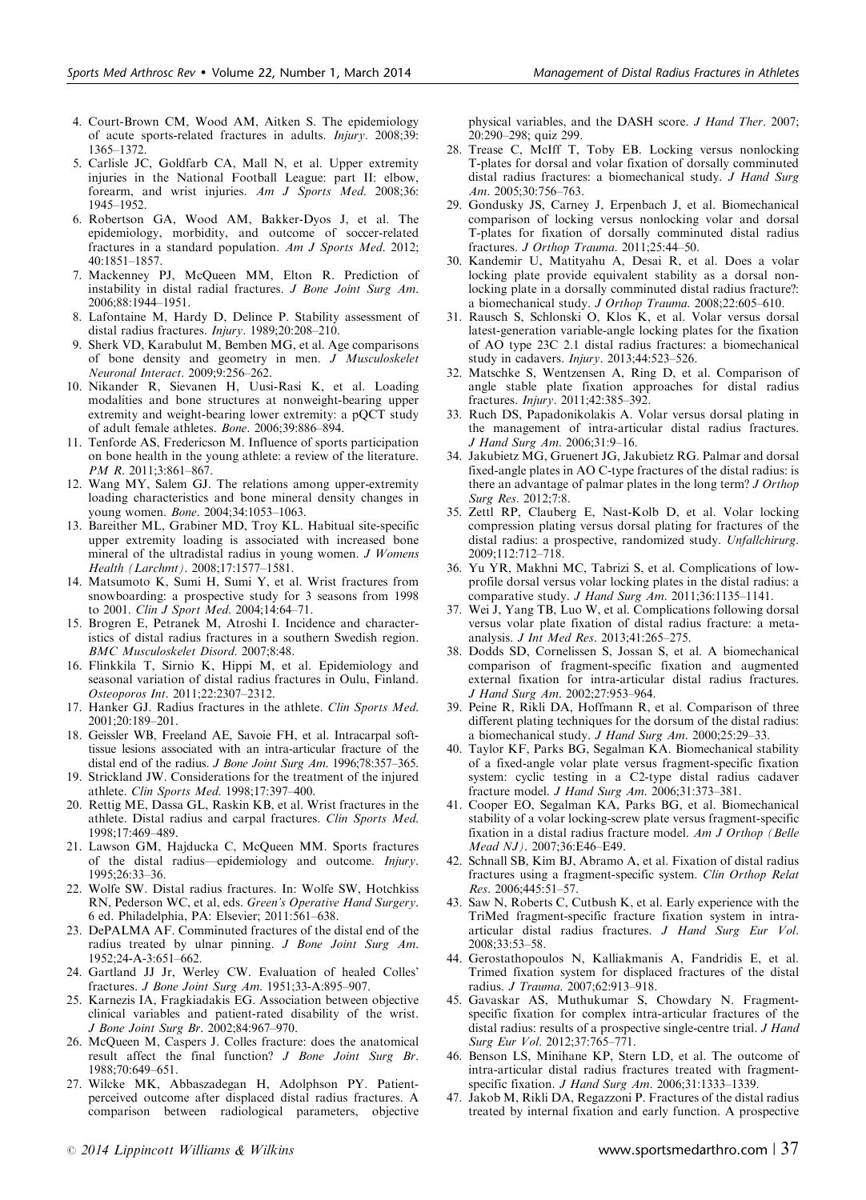4. Court-Brown CM, Wood AM, Aitken S. The epidemiology of acute sports-related fractures in adults. *Injury*. 2008;39:1365–1372.
5. Carlisle JC, Goldfarb CA, Mall N, et al. Upper extremity injuries in the National Football League: part II: elbow, forearm, and wrist injuries. *Am J Sports Med*. 2008;36:1945–1952.
6. Robertson GA, Wood AM, Bakker-Dyos J, et al. The epidemiology, morbidity, and outcome of soccer-related fractures in a standard population. *Am J Sports Med*. 2012;40:1851–1857.
7. Mackenney PJ, McQueen MM, Elton R. Prediction of instability in distal radial fractures. *J Bone Joint Surg Am*. 2006;88:1944–1951.
8. Lafontaine M, Hardy D, Delince P. Stability assessment of distal radius fractures. *Injury*. 1989;20:208–210.
9. Sherk VD, Karabulut M, Bemben MG, et al. Age comparisons of bone density and geometry in men. *J Musculoskelet Neuronal Interact*. 2009;9:256–262.
10. Nikander R, Sievanen H, Uusi-Rasi K, et al. Loading modalities and bone structures at nonweight-bearing upper extremity and weight-bearing lower extremity: a pQCT study of adult female athletes. *Bone*. 2006;39:886–894.
11. Tenforde AS, Fredericson M. Influence of sports participation on bone health in the young athlete: a review of the literature. *PM R*. 2011;3:861–867.
12. Wang MY, Salem GJ. The relations among upper-extremity loading characteristics and bone mineral density changes in young women. *Bone*. 2004;34:1053–1063.
13. Bareither ML, Grabiner MD, Troy KL. Habitual site-specific upper extremity loading is associated with increased bone mineral of the ultradistal radius in young women. *J Womens Health (Larchmt)*. 2008;17:1577–1581.
14. Matsumoto K, Sumi H, Sumi Y, et al. Wrist fractures from snowboarding: a prospective study for 3 seasons from 1998 to 2001. *Clin J Sport Med*. 2004;14:64–71.
15. Brogren E, Petranek M, Atroshi I. Incidence and characteristics of distal radius fractures in a southern Swedish region. *BMC Musculoskelet Disord*. 2007;8:48.
16. Flinkkila T, Sirnio K, Hippi M, et al. Epidemiology and seasonal variation of distal radius fractures in Oulu, Finland. *Osteoporos Int*. 2011;22:2307–2312.
17. Hanker GJ. Radius fractures in the athlete. *Clin Sports Med*. 2001;20:189–201.
18. Geissler WB, Freeland AE, Savoie FH, et al. Intracarpal soft-tissue lesions associated with an intra-articular fracture of the distal end of the radius. *J Bone Joint Surg Am*. 1996;78:357–365.
19. Strickland JW. Considerations for the treatment of the injured athlete. *Clin Sports Med*. 1998;17:397–400.
20. Rettig ME, Dassa GL, Raskin KB, et al. Wrist fractures in the athlete. Distal radius and carpal fractures. *Clin Sports Med*. 1998;17:469–489.
21. Lawson GM, Hajducka C, McQueen MM. Sports fractures of the distal radius—epidemiology and outcome. *Injury*. 1995;26:33–36.
22. Wolfe SW. Distal radius fractures. In: Wolfe SW, Hotchkiss RN, Pederson WC, et al, eds. *Green's Operative Hand Surgery*. 6 ed. Philadelphia, PA: Elsevier; 2011:561–638.
23. DePALMA AF. Comminuted fractures of the distal end of the radius treated by ulnar pinning. *J Bone Joint Surg Am*. 1952;24-A-3:651–662.
24. Gartland JJ Jr, Werley CW. Evaluation of healed Colles' fractures. *J Bone Joint Surg Am*. 1951;33-A:895–907.
25. Karnezis IA, Fragkiadakis EG. Association between objective clinical variables and patient-rated disability of the wrist. *J Bone Joint Surg Br*. 2002;84:967–970.
26. McQueen M, Caspers J. Colles fracture: does the anatomical result affect the final function? *J Bone Joint Surg Br*. 1988;70:649–651.
27. Wilcke MK, Abbaszadegan H, Adolphson PY. Patient-perceived outcome after displaced distal radius fractures. A comparison between radiological parameters, objective physical variables, and the DASH score. *J Hand Ther*. 2007;20:290–298; quiz 299.
28. Trease C, McIff T, Toby EB. Locking versus nonlocking T-plates for dorsal and volar fixation of dorsally comminuted distal radius fractures: a biomechanical study. *J Hand Surg Am*. 2005;30:756–763.
29. Gondusky JS, Carney J, Erpenbach J, et al. Biomechanical comparison of locking versus nonlocking volar and dorsal T-plates for fixation of dorsally comminuted distal radius fractures. *J Orthop Trauma*. 2011;25:44–50.
30. Kandemir U, Matityahu A, Desai R, et al. Does a volar locking plate provide equivalent stability as a dorsal nonlocking plate in a dorsally comminuted distal radius fracture?: a biomechanical study. *J Orthop Trauma*. 2008;22:605–610.
31. Rausch S, Schlonski O, Klos K, et al. Volar versus dorsal latest-generation variable-angle locking plates for the fixation of AO type 23C 2.1 distal radius fractures: a biomechanical study in cadavers. *Injury*. 2013;44:523–526.
32. Matschke S, Wentzensen A, Ring D, et al. Comparison of angle stable plate fixation approaches for distal radius fractures. *Injury*. 2011;42:385–392.
33. Ruch DS, Papadonikolakis A. Volar versus dorsal plating in the management of intra-articular distal radius fractures. *J Hand Surg Am*. 2006;31:9–16.
34. Jakubietz MG, Gruenert JG, Jakubietz RG. Palmar and dorsal fixed-angle plates in AO C-type fractures of the distal radius: is there an advantage of palmar plates in the long term? *J Orthop Surg Res*. 2012;7:8.
35. Zettl RP, Clauberg E, Nast-Kolb D, et al. Volar locking compression plating versus dorsal plating for fractures of the distal radius: a prospective, randomized study. *Unfallchirurg*. 2009;112:712–718.
36. Yu YR, Makhni MC, Tabrizi S, et al. Complications of low-profile dorsal versus volar locking plates in the distal radius: a comparative study. *J Hand Surg Am*. 2011;36:1135–1141.
37. Wei J, Yang TB, Luo W, et al. Complications following dorsal versus volar plate fixation of distal radius fracture: a meta-analysis. *J Int Med Res*. 2013;41:265–275.
38. Dodds SD, Cornelissen S, Jossan S, et al. A biomechanical comparison of fragment-specific fixation and augmented external fixation for intra-articular distal radius fractures. *J Hand Surg Am*. 2002;27:953–964.
39. Peine R, Rikli DA, Hoffmann R, et al. Comparison of three different plating techniques for the dorsum of the distal radius: a biomechanical study. *J Hand Surg Am*. 2000;25:29–33.
40. Taylor KF, Parks BG, Segalman KA. Biomechanical stability of a fixed-angle volar plate versus fragment-specific fixation system: cyclic testing in a C2-type distal radius cadaver fracture model. *J Hand Surg Am*. 2006;31:373–381.
41. Cooper EO, Segalman KA, Parks BG, et al. Biomechanical stability of a volar locking-screw plate versus fragment-specific fixation in a distal radius fracture model. *Am J Orthop (Belle Mead NJ)*. 2007;36:E46–E49.
42. Schnall SB, Kim BJ, Abramo A, et al. Fixation of distal radius fractures using a fragment-specific system. *Clin Orthop Relat Res*. 2006;445:51–57.
43. Saw N, Roberts C, Cutbush K, et al. Early experience with the TriMed fragment-specific fracture fixation system in intra-articular distal radius fractures. *J Hand Surg Eur Vol*. 2008;33:53–58.
44. Gerostathopoulos N, Kalliakmanis A, Fandridis E, et al. Trimed fixation system for displaced fractures of the distal radius. *J Trauma*. 2007;62:913–918.
45. Gavaskar AS, Muthukumar S, Chowdary N. Fragment-specific fixation for complex intra-articular fractures of the distal radius: results of a prospective single-centre trial. *J Hand Surg Eur Vol*. 2012;37:765–771.
46. Benson LS, Minihane KP, Stern LD, et al. The outcome of intra-articular distal radius fractures treated with fragment-specific fixation. *J Hand Surg Am*. 2006;31:1333–1339.
47. Jakob M, Rikli DA, Regazzoni P. Fractures of the distal radius treated by internal fixation and early function. A prospective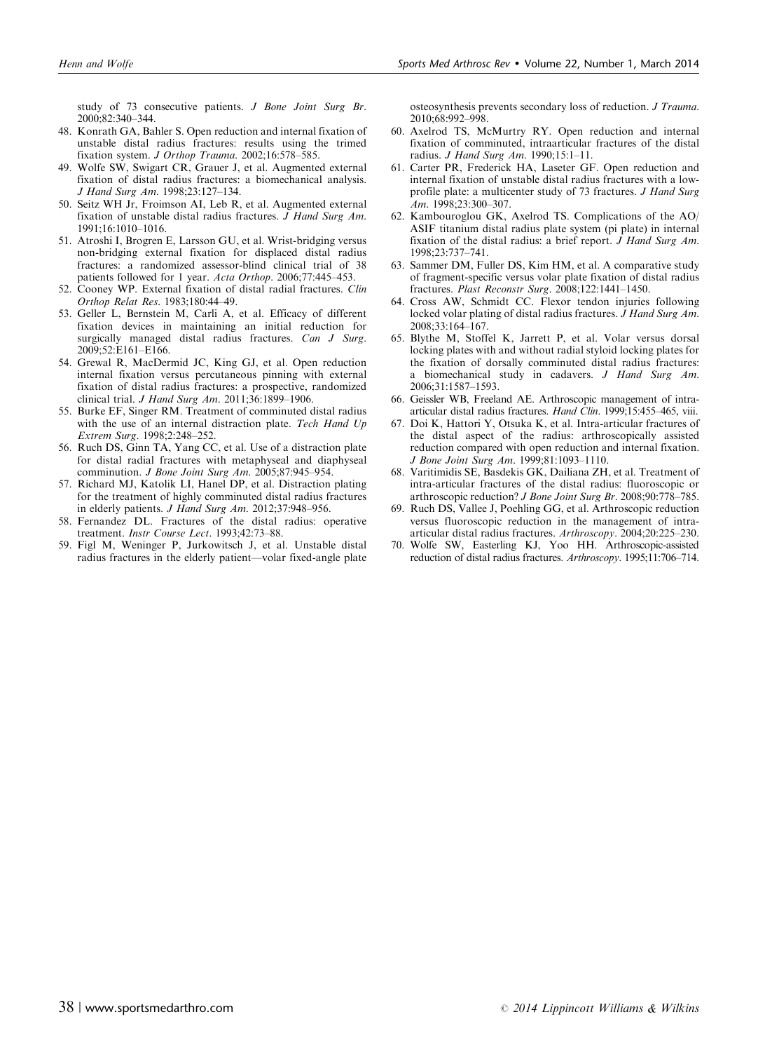study of 73 consecutive patients. *J Bone Joint Surg Br*. 2000;82:340–344.

48. Konrath GA, Bahler S. Open reduction and internal fixation of unstable distal radius fractures: results using the trimed fixation system. *J Orthop Trauma*. 2002;16:578–585.
49. Wolfe SW, Swigart CR, Grauer J, et al. Augmented external fixation of distal radius fractures: a biomechanical analysis. *J Hand Surg Am*. 1998;23:127–134.
50. Seitz WH Jr, Froimson AI, Leb R, et al. Augmented external fixation of unstable distal radius fractures. *J Hand Surg Am*. 1991;16:1010–1016.
51. Atroshi I, Brogren E, Larsson GU, et al. Wrist-bridging versus non-bridging external fixation for displaced distal radius fractures: a randomized assessor-blind clinical trial of 38 patients followed for 1 year. *Acta Orthop*. 2006;77:445–453.
52. Cooney WP. External fixation of distal radial fractures. *Clin Orthop Relat Res*. 1983;180:44–49.
53. Geller L, Bernstein M, Carli A, et al. Efficacy of different fixation devices in maintaining an initial reduction for surgically managed distal radius fractures. *Can J Surg*. 2009;52:E161–E166.
54. Grewal R, MacDermid JC, King GJ, et al. Open reduction internal fixation versus percutaneous pinning with external fixation of distal radius fractures: a prospective, randomized clinical trial. *J Hand Surg Am*. 2011;36:1899–1906.
55. Burke EF, Singer RM. Treatment of comminuted distal radius with the use of an internal distraction plate. *Tech Hand Up Extrem Surg*. 1998;2:248–252.
56. Ruch DS, Ginn TA, Yang CC, et al. Use of a distraction plate for distal radial fractures with metaphyseal and diaphyseal comminution. *J Bone Joint Surg Am*. 2005;87:945–954.
57. Richard MJ, Katolik LI, Hanel DP, et al. Distraction plating for the treatment of highly comminuted distal radius fractures in elderly patients. *J Hand Surg Am*. 2012;37:948–956.
58. Fernandez DL. Fractures of the distal radius: operative treatment. *Instr Course Lect*. 1993;42:73–88.
59. Figl M, Weninger P, Jurkowitsch J, et al. Unstable distal radius fractures in the elderly patient—volar fixed-angle plate osteosynthesis prevents secondary loss of reduction. *J Trauma*. 2010;68:992–998.
60. Axelrod TS, McMurtry RY. Open reduction and internal fixation of comminuted, intraarticular fractures of the distal radius. *J Hand Surg Am*. 1990;15:1–11.
61. Carter PR, Frederick HA, Laseter GF. Open reduction and internal fixation of unstable distal radius fractures with a low-profile plate: a multicenter study of 73 fractures. *J Hand Surg Am*. 1998;23:300–307.
62. Kambouroglou GK, Axelrod TS. Complications of the AO/ASIF titanium distal radius plate system (pi plate) in internal fixation of the distal radius: a brief report. *J Hand Surg Am*. 1998;23:737–741.
63. Sammer DM, Fuller DS, Kim HM, et al. A comparative study of fragment-specific versus volar plate fixation of distal radius fractures. *Plast Reconstr Surg*. 2008;122:1441–1450.
64. Cross AW, Schmidt CC. Flexor tendon injuries following locked volar plating of distal radius fractures. *J Hand Surg Am*. 2008;33:164–167.
65. Blythe M, Stoffel K, Jarrett P, et al. Volar versus dorsal locking plates with and without radial styloid locking plates for the fixation of dorsally comminuted distal radius fractures: a biomechanical study in cadavers. *J Hand Surg Am*. 2006;31:1587–1593.
66. Geissler WB, Freeland AE. Arthroscopic management of intra-articular distal radius fractures. *Hand Clin*. 1999;15:455–465, viii.
67. Doi K, Hattori Y, Otsuka K, et al. Intra-articular fractures of the distal aspect of the radius: arthroscopically assisted reduction compared with open reduction and internal fixation. *J Bone Joint Surg Am*. 1999;81:1093–1110.
68. Varitimidis SE, Basdekis GK, Dailiana ZH, et al. Treatment of intra-articular fractures of the distal radius: fluoroscopic or arthroscopic reduction? *J Bone Joint Surg Br*. 2008;90:778–785.
69. Ruch DS, Vallee J, Poehling GG, et al. Arthroscopic reduction versus fluoroscopic reduction in the management of intra-articular distal radius fractures. *Arthroscopy*. 2004;20:225–230.
70. Wolfe SW, Easterling KJ, Yoo HH. Arthroscopic-assisted reduction of distal radius fractures. *Arthroscopy*. 1995;11:706–714.